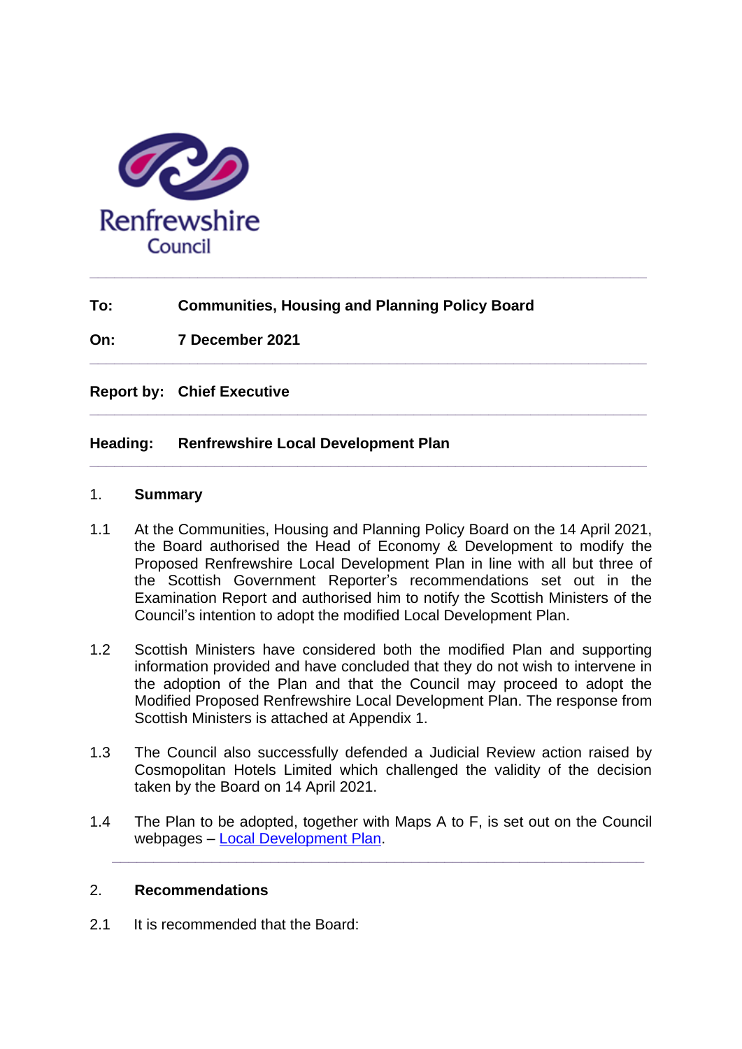Renfrewshire Council

---

**To:** **Communities, Housing and Planning Policy Board**

**On:** **7 December 2021**

---

**Report by:** **Chief Executive**

---

**Heading:** **Renfrewshire Local Development Plan**

---

## 1. Summary

1.1 At the Communities, Housing and Planning Policy Board on the 14 April 2021, the Board authorised the Head of Economy & Development to modify the Proposed Renfrewshire Local Development Plan in line with all but three of the Scottish Government Reporter's recommendations set out in the Examination Report and authorised him to notify the Scottish Ministers of the Council's intention to adopt the modified Local Development Plan.

1.2 Scottish Ministers have considered both the modified Plan and supporting information provided and have concluded that they do not wish to intervene in the adoption of the Plan and that the Council may proceed to adopt the Modified Proposed Renfrewshire Local Development Plan. The response from Scottish Ministers is attached at Appendix 1.

1.3 The Council also successfully defended a Judicial Review action raised by Cosmopolitan Hotels Limited which challenged the validity of the decision taken by the Board on 14 April 2021.

1.4 The Plan to be adopted, together with Maps A to F, is set out on the Council webpages – Local Development Plan.

---

## 2. Recommendations

2.1 It is recommended that the Board: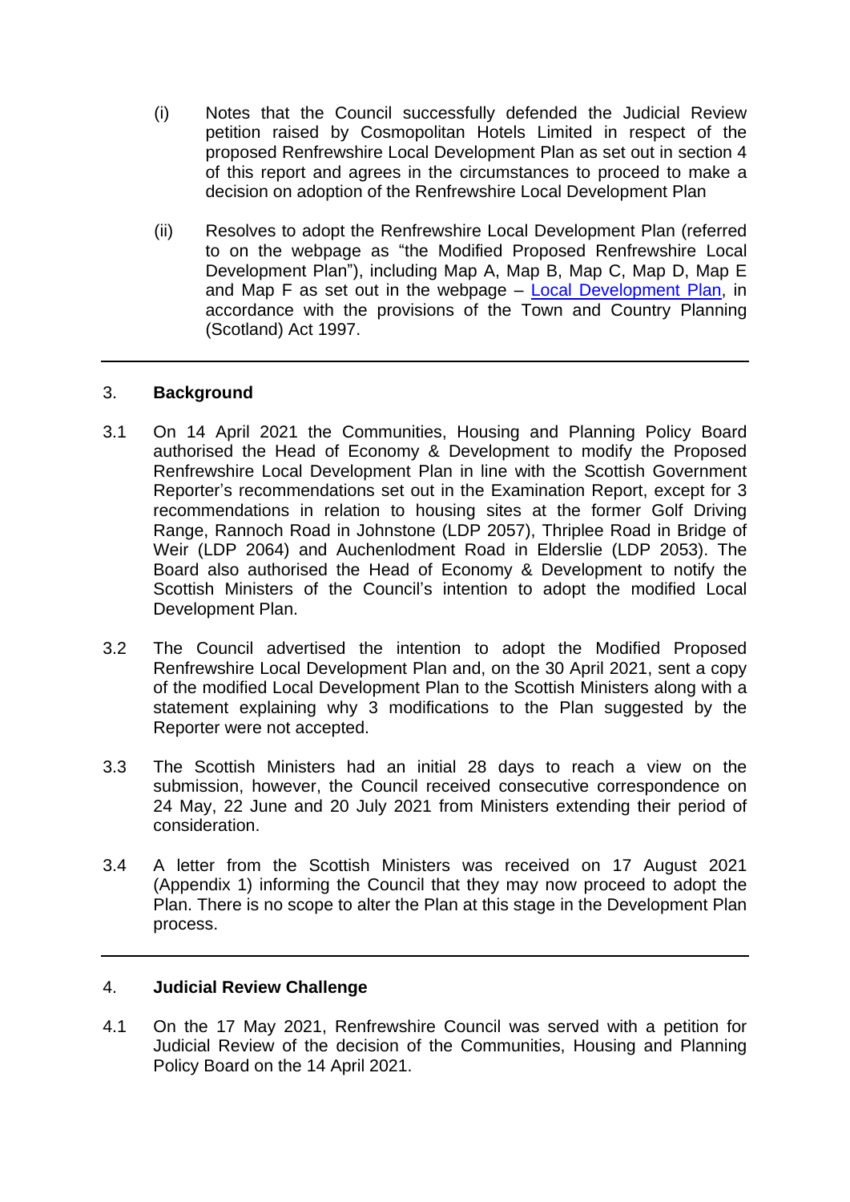(i) Notes that the Council successfully defended the Judicial Review petition raised by Cosmopolitan Hotels Limited in respect of the proposed Renfrewshire Local Development Plan as set out in section 4 of this report and agrees in the circumstances to proceed to make a decision on adoption of the Renfrewshire Local Development Plan

(ii) Resolves to adopt the Renfrewshire Local Development Plan (referred to on the webpage as "the Modified Proposed Renfrewshire Local Development Plan"), including Map A, Map B, Map C, Map D, Map E and Map F as set out in the webpage – Local Development Plan, in accordance with the provisions of the Town and Country Planning (Scotland) Act 1997.

---

## 3. Background

3.1 On 14 April 2021 the Communities, Housing and Planning Policy Board authorised the Head of Economy & Development to modify the Proposed Renfrewshire Local Development Plan in line with the Scottish Government Reporter's recommendations set out in the Examination Report, except for 3 recommendations in relation to housing sites at the former Golf Driving Range, Rannoch Road in Johnstone (LDP 2057), Thriplee Road in Bridge of Weir (LDP 2064) and Auchenlodment Road in Elderslie (LDP 2053). The Board also authorised the Head of Economy & Development to notify the Scottish Ministers of the Council's intention to adopt the modified Local Development Plan.

3.2 The Council advertised the intention to adopt the Modified Proposed Renfrewshire Local Development Plan and, on the 30 April 2021, sent a copy of the modified Local Development Plan to the Scottish Ministers along with a statement explaining why 3 modifications to the Plan suggested by the Reporter were not accepted.

3.3 The Scottish Ministers had an initial 28 days to reach a view on the submission, however, the Council received consecutive correspondence on 24 May, 22 June and 20 July 2021 from Ministers extending their period of consideration.

3.4 A letter from the Scottish Ministers was received on 17 August 2021 (Appendix 1) informing the Council that they may now proceed to adopt the Plan. There is no scope to alter the Plan at this stage in the Development Plan process.

---

## 4. Judicial Review Challenge

4.1 On the 17 May 2021, Renfrewshire Council was served with a petition for Judicial Review of the decision of the Communities, Housing and Planning Policy Board on the 14 April 2021.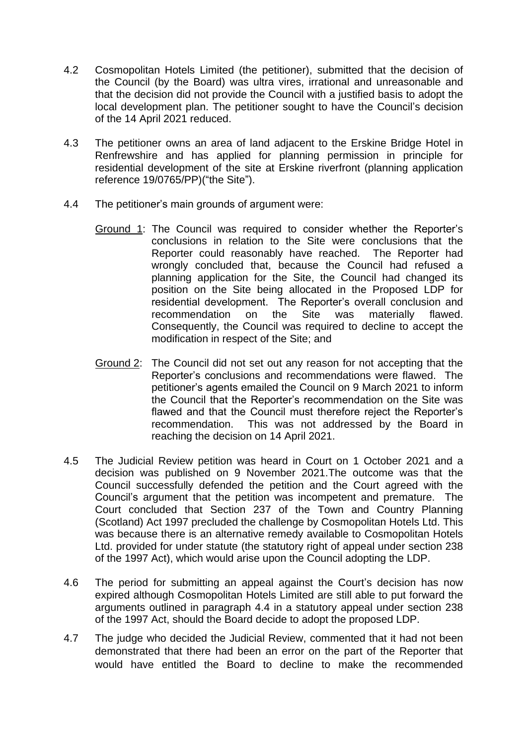4.2 Cosmopolitan Hotels Limited (the petitioner), submitted that the decision of the Council (by the Board) was ultra vires, irrational and unreasonable and that the decision did not provide the Council with a justified basis to adopt the local development plan. The petitioner sought to have the Council's decision of the 14 April 2021 reduced.

4.3 The petitioner owns an area of land adjacent to the Erskine Bridge Hotel in Renfrewshire and has applied for planning permission in principle for residential development of the site at Erskine riverfront (planning application reference 19/0765/PP)("the Site").

4.4 The petitioner's main grounds of argument were:

<u>Ground 1</u>: The Council was required to consider whether the Reporter's conclusions in relation to the Site were conclusions that the Reporter could reasonably have reached. The Reporter had wrongly concluded that, because the Council had refused a planning application for the Site, the Council had changed its position on the Site being allocated in the Proposed LDP for residential development. The Reporter's overall conclusion and recommendation on the Site was materially flawed. Consequently, the Council was required to decline to accept the modification in respect of the Site; and

<u>Ground 2</u>: The Council did not set out any reason for not accepting that the Reporter's conclusions and recommendations were flawed. The petitioner's agents emailed the Council on 9 March 2021 to inform the Council that the Reporter's recommendation on the Site was flawed and that the Council must therefore reject the Reporter's recommendation. This was not addressed by the Board in reaching the decision on 14 April 2021.

4.5 The Judicial Review petition was heard in Court on 1 October 2021 and a decision was published on 9 November 2021.The outcome was that the Council successfully defended the petition and the Court agreed with the Council's argument that the petition was incompetent and premature. The Court concluded that Section 237 of the Town and Country Planning (Scotland) Act 1997 precluded the challenge by Cosmopolitan Hotels Ltd. This was because there is an alternative remedy available to Cosmopolitan Hotels Ltd. provided for under statute (the statutory right of appeal under section 238 of the 1997 Act), which would arise upon the Council adopting the LDP.

4.6 The period for submitting an appeal against the Court's decision has now expired although Cosmopolitan Hotels Limited are still able to put forward the arguments outlined in paragraph 4.4 in a statutory appeal under section 238 of the 1997 Act, should the Board decide to adopt the proposed LDP.

4.7 The judge who decided the Judicial Review, commented that it had not been demonstrated that there had been an error on the part of the Reporter that would have entitled the Board to decline to make the recommended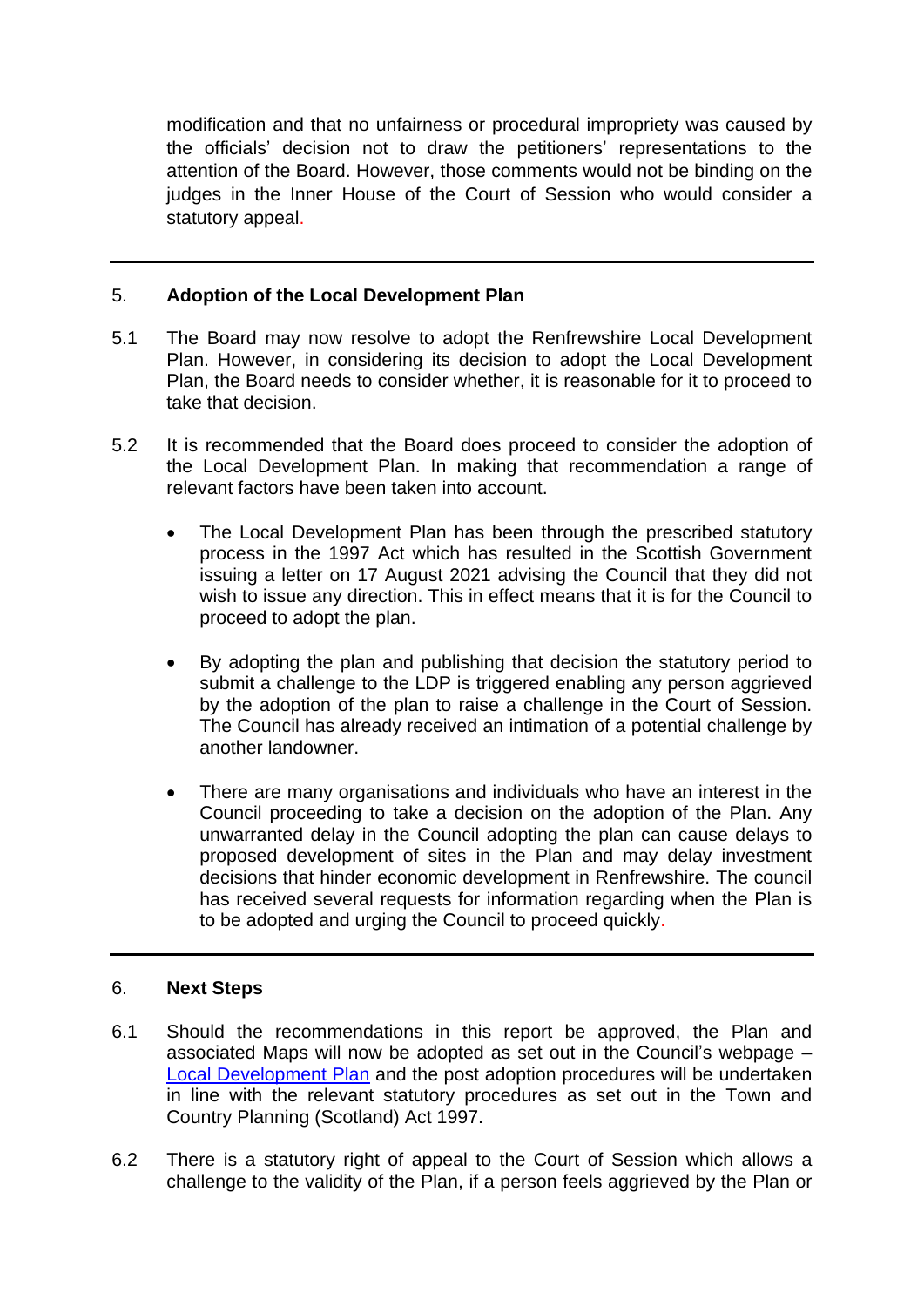modification and that no unfairness or procedural impropriety was caused by the officials' decision not to draw the petitioners' representations to the attention of the Board. However, those comments would not be binding on the judges in the Inner House of the Court of Session who would consider a statutory appeal.

---

## 5. Adoption of the Local Development Plan

5.1 The Board may now resolve to adopt the Renfrewshire Local Development Plan. However, in considering its decision to adopt the Local Development Plan, the Board needs to consider whether, it is reasonable for it to proceed to take that decision.

5.2 It is recommended that the Board does proceed to consider the adoption of the Local Development Plan. In making that recommendation a range of relevant factors have been taken into account.

- The Local Development Plan has been through the prescribed statutory process in the 1997 Act which has resulted in the Scottish Government issuing a letter on 17 August 2021 advising the Council that they did not wish to issue any direction. This in effect means that it is for the Council to proceed to adopt the plan.

- By adopting the plan and publishing that decision the statutory period to submit a challenge to the LDP is triggered enabling any person aggrieved by the adoption of the plan to raise a challenge in the Court of Session. The Council has already received an intimation of a potential challenge by another landowner.

- There are many organisations and individuals who have an interest in the Council proceeding to take a decision on the adoption of the Plan. Any unwarranted delay in the Council adopting the plan can cause delays to proposed development of sites in the Plan and may delay investment decisions that hinder economic development in Renfrewshire. The council has received several requests for information regarding when the Plan is to be adopted and urging the Council to proceed quickly.

---

## 6. Next Steps

6.1 Should the recommendations in this report be approved, the Plan and associated Maps will now be adopted as set out in the Council's webpage – [Local Development Plan] and the post adoption procedures will be undertaken in line with the relevant statutory procedures as set out in the Town and Country Planning (Scotland) Act 1997.

6.2 There is a statutory right of appeal to the Court of Session which allows a challenge to the validity of the Plan, if a person feels aggrieved by the Plan or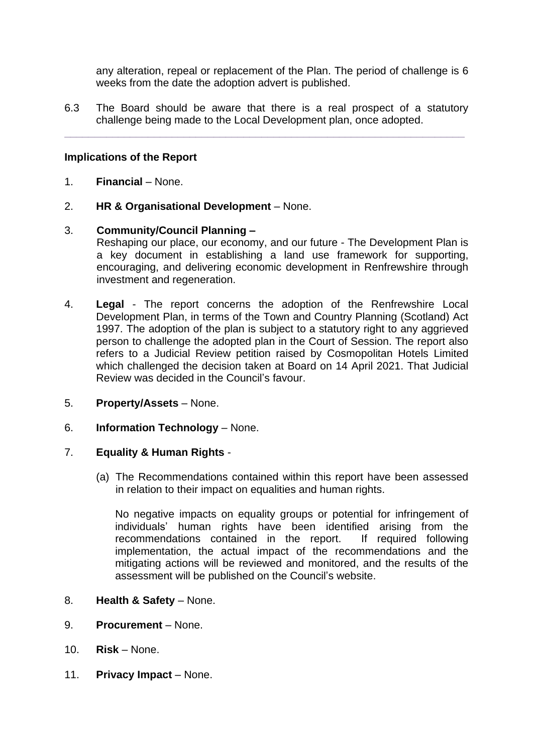any alteration, repeal or replacement of the Plan. The period of challenge is 6 weeks from the date the adoption advert is published.

6.3 The Board should be aware that there is a real prospect of a statutory challenge being made to the Local Development plan, once adopted.

---

**Implications of the Report**

1. **Financial** – None.

2. **HR & Organisational Development** – None.

3. **Community/Council Planning –**
   Reshaping our place, our economy, and our future - The Development Plan is a key document in establishing a land use framework for supporting, encouraging, and delivering economic development in Renfrewshire through investment and regeneration.

4. **Legal** - The report concerns the adoption of the Renfrewshire Local Development Plan, in terms of the Town and Country Planning (Scotland) Act 1997. The adoption of the plan is subject to a statutory right to any aggrieved person to challenge the adopted plan in the Court of Session. The report also refers to a Judicial Review petition raised by Cosmopolitan Hotels Limited which challenged the decision taken at Board on 14 April 2021. That Judicial Review was decided in the Council's favour.

5. **Property/Assets** – None.

6. **Information Technology** – None.

7. **Equality & Human Rights** -

   (a) The Recommendations contained within this report have been assessed in relation to their impact on equalities and human rights.

   No negative impacts on equality groups or potential for infringement of individuals' human rights have been identified arising from the recommendations contained in the report. If required following implementation, the actual impact of the recommendations and the mitigating actions will be reviewed and monitored, and the results of the assessment will be published on the Council's website.

8. **Health & Safety** – None.

9. **Procurement** – None.

10. **Risk** – None.

11. **Privacy Impact** – None.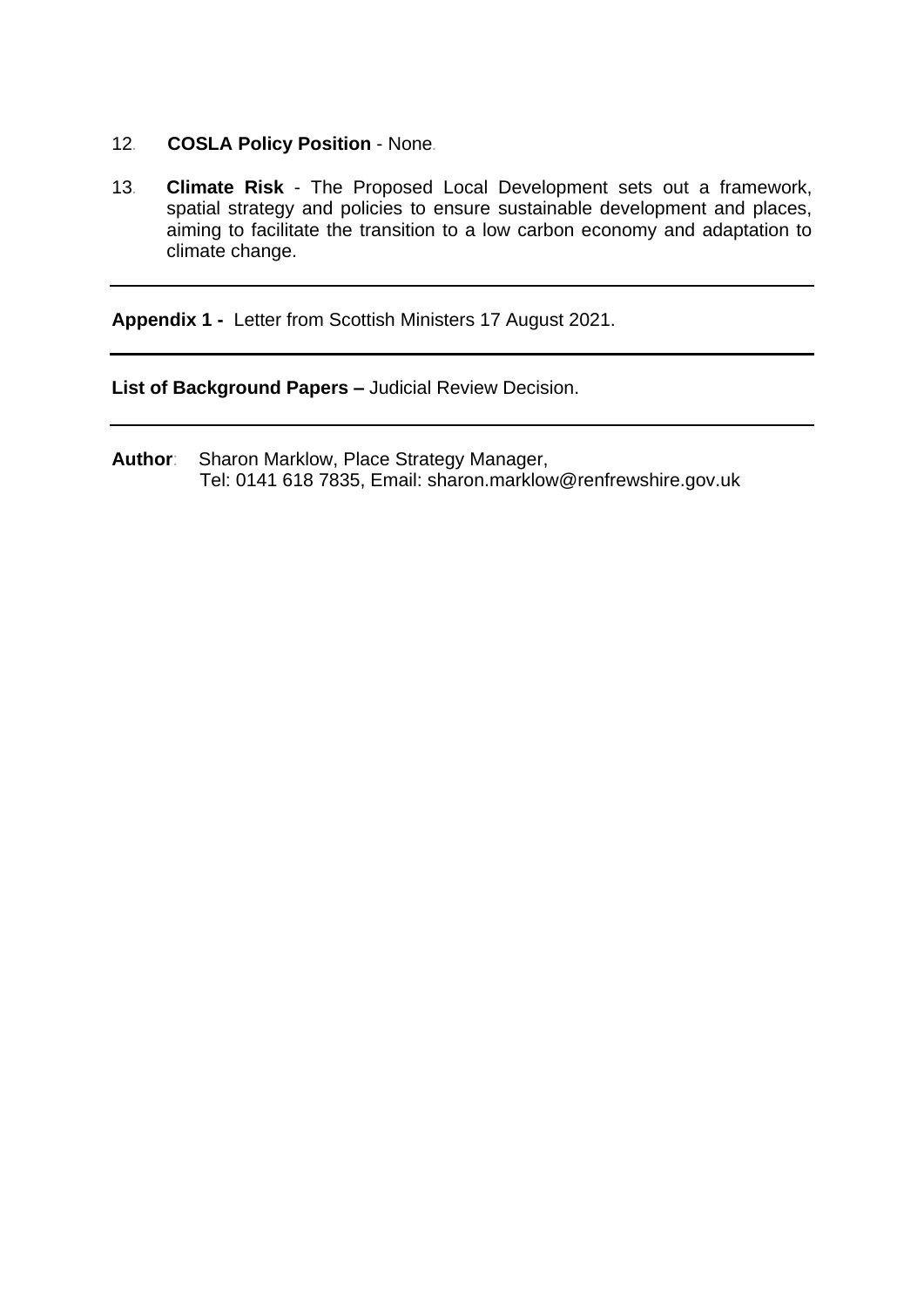12. **COSLA Policy Position** - None.

13. **Climate Risk** - The Proposed Local Development sets out a framework, spatial strategy and policies to ensure sustainable development and places, aiming to facilitate the transition to a low carbon economy and adaptation to climate change.

---

**Appendix 1 -** Letter from Scottish Ministers 17 August 2021.

---

**List of Background Papers –** Judicial Review Decision.

---

**Author**: Sharon Marklow, Place Strategy Manager,
Tel: 0141 618 7835, Email: sharon.marklow@renfrewshire.gov.uk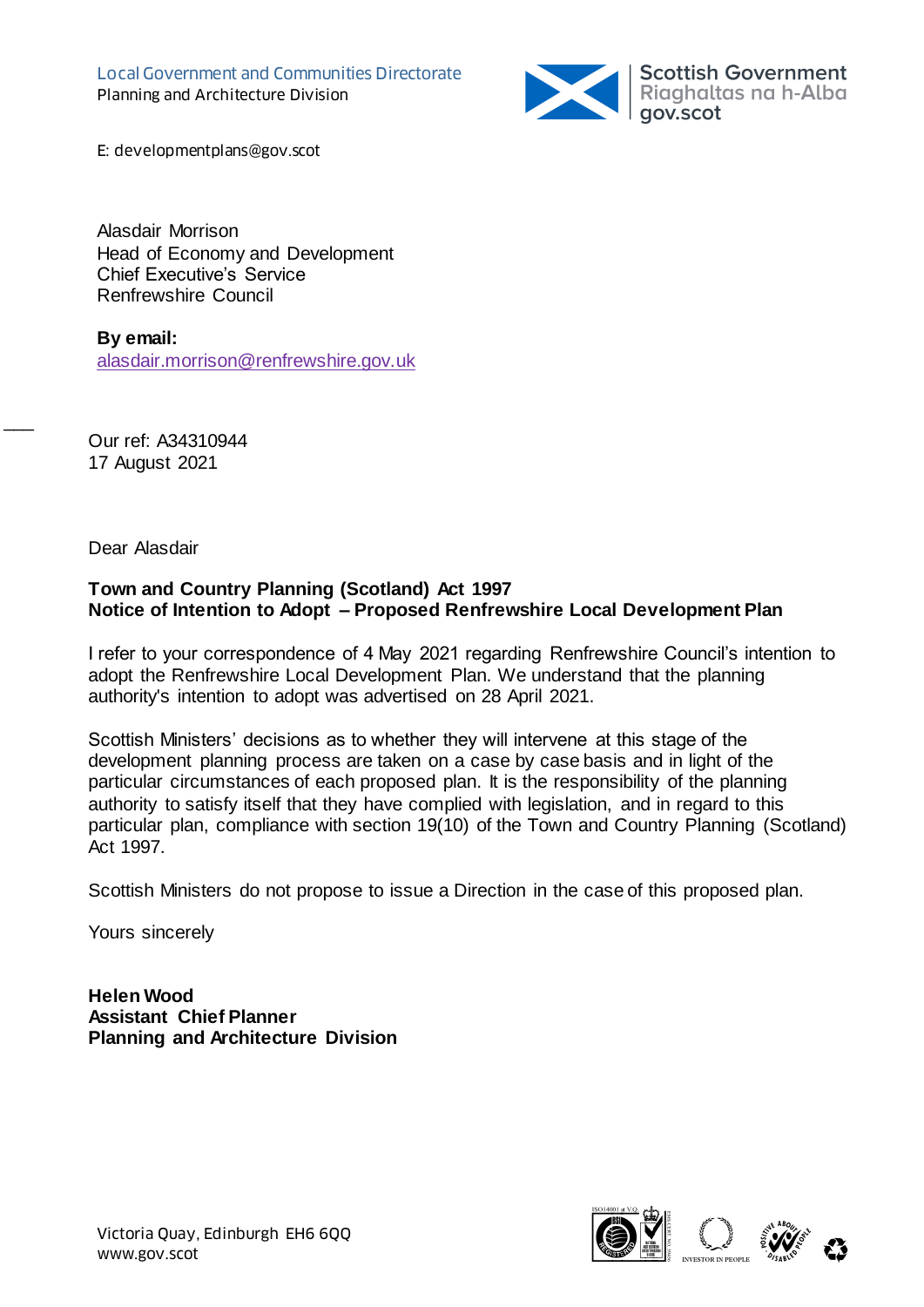Local Government and Communities Directorate
Planning and Architecture Division

Scottish Government
Riaghaltas na h-Alba
gov.scot

E: developmentplans@gov.scot

Alasdair Morrison
Head of Economy and Development
Chief Executive's Service
Renfrewshire Council

**By email:**
alasdair.morrison@renfrewshire.gov.uk

Our ref: A34310944
17 August 2021

Dear Alasdair

**Town and Country Planning (Scotland) Act 1997**
**Notice of Intention to Adopt – Proposed Renfrewshire Local Development Plan**

I refer to your correspondence of 4 May 2021 regarding Renfrewshire Council's intention to adopt the Renfrewshire Local Development Plan. We understand that the planning authority's intention to adopt was advertised on 28 April 2021.

Scottish Ministers' decisions as to whether they will intervene at this stage of the development planning process are taken on a case by case basis and in light of the particular circumstances of each proposed plan. It is the responsibility of the planning authority to satisfy itself that they have complied with legislation, and in regard to this particular plan, compliance with section 19(10) of the Town and Country Planning (Scotland) Act 1997.

Scottish Ministers do not propose to issue a Direction in the case of this proposed plan.

Yours sincerely

**Helen Wood**
**Assistant Chief Planner**
**Planning and Architecture Division**

Victoria Quay, Edinburgh EH6 6QQ
www.gov.scot